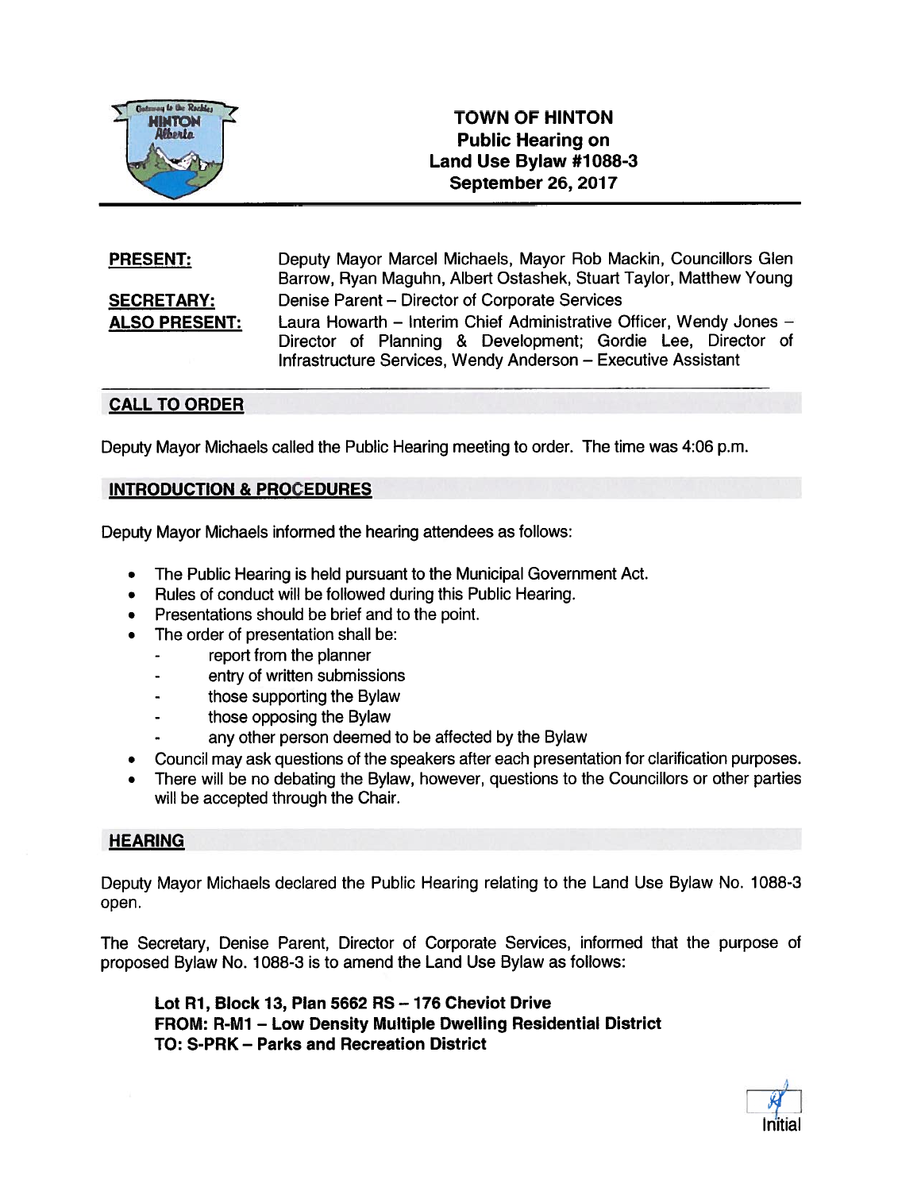# TOWN OF HINTON
## Public Hearing on Land Use Bylaw #1088-3
## September 26, 2017

**PRESENT:** Deputy Mayor Marcel Michaels, Mayor Rob Mackin, Councillors Glen Barrow, Ryan Maguhn, Albert Ostashek, Stuart Taylor, Matthew Young

**SECRETARY:** Denise Parent – Director of Corporate Services

**ALSO PRESENT:** Laura Howarth – Interim Chief Administrative Officer, Wendy Jones – Director of Planning & Development; Gordie Lee, Director of Infrastructure Services, Wendy Anderson – Executive Assistant

## CALL TO ORDER

Deputy Mayor Michaels called the Public Hearing meeting to order. The time was 4:06 p.m.

## INTRODUCTION & PROCEDURES

Deputy Mayor Michaels informed the hearing attendees as follows:

- The Public Hearing is held pursuant to the Municipal Government Act.
- Rules of conduct will be followed during this Public Hearing.
- Presentations should be brief and to the point.
- The order of presentation shall be:
  - report from the planner
  - entry of written submissions
  - those supporting the Bylaw
  - those opposing the Bylaw
  - any other person deemed to be affected by the Bylaw
- Council may ask questions of the speakers after each presentation for clarification purposes.
- There will be no debating the Bylaw, however, questions to the Councillors or other parties will be accepted through the Chair.

## HEARING

Deputy Mayor Michaels declared the Public Hearing relating to the Land Use Bylaw No. 1088-3 open.

The Secretary, Denise Parent, Director of Corporate Services, informed that the purpose of proposed Bylaw No. 1088-3 is to amend the Land Use Bylaw as follows:

**Lot R1, Block 13, Plan 5662 RS – 176 Cheviot Drive**
**FROM: R-M1 – Low Density Multiple Dwelling Residential District**
**TO: S-PRK – Parks and Recreation District**

Initial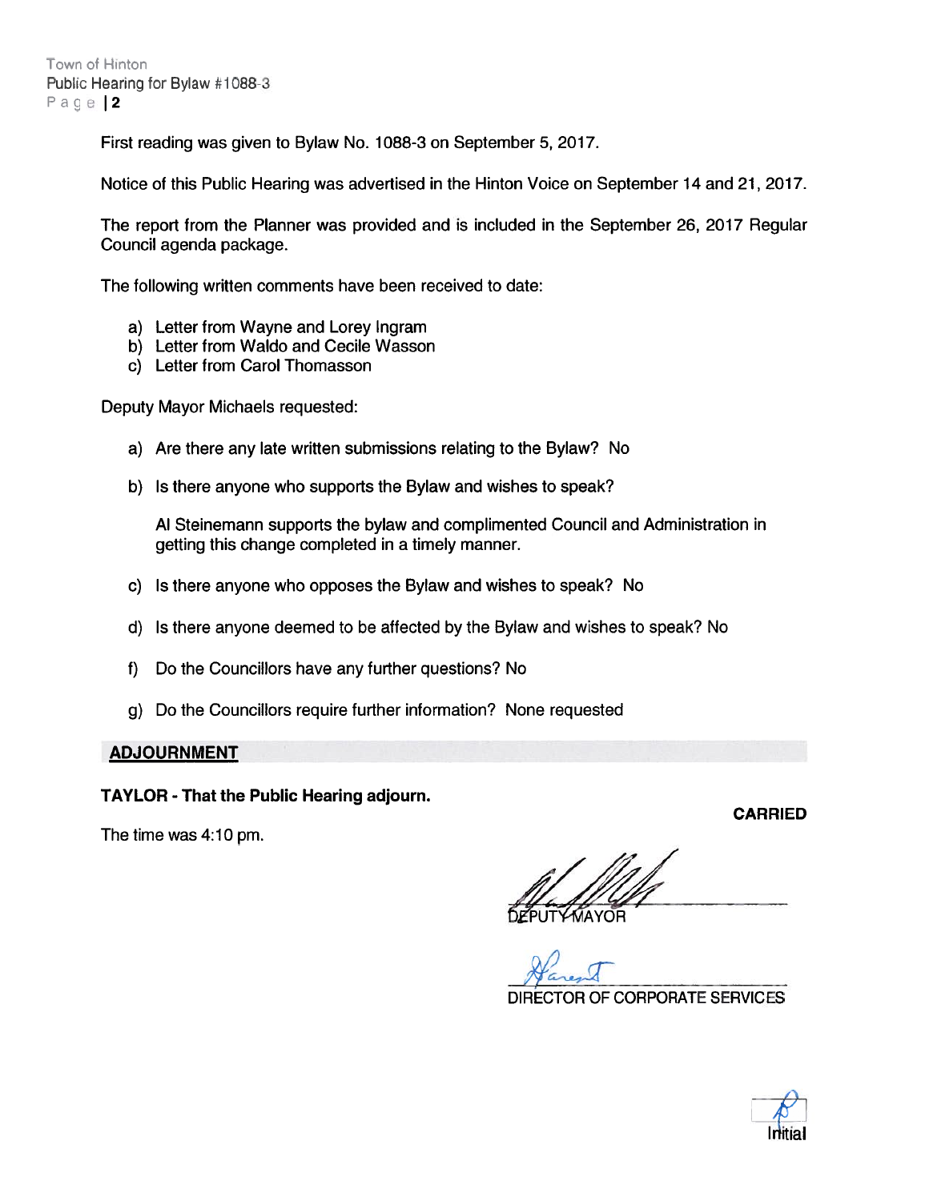First reading was given to Bylaw No. 1088-3 on September 5, 2017.

Notice of this Public Hearing was advertised in the Hinton Voice on September 14 and 21, 2017.

The report from the Planner was provided and is included in the September 26, 2017 Regular Council agenda package.

The following written comments have been received to date:

a) Letter from Wayne and Lorey Ingram
b) Letter from Waldo and Cecile Wasson
c) Letter from Carol Thomasson

Deputy Mayor Michaels requested:

a) Are there any late written submissions relating to the Bylaw? No

b) Is there anyone who supports the Bylaw and wishes to speak?

   Al Steinemann supports the bylaw and complimented Council and Administration in getting this change completed in a timely manner.

c) Is there anyone who opposes the Bylaw and wishes to speak? No

d) Is there anyone deemed to be affected by the Bylaw and wishes to speak? No

f) Do the Councillors have any further questions? No

g) Do the Councillors require further information? None requested

## ADJOURNMENT

**TAYLOR - That the Public Hearing adjourn.**

**CARRIED**

The time was 4:10 pm.

DEPUTY MAYOR

DIRECTOR OF CORPORATE SERVICES

Initial